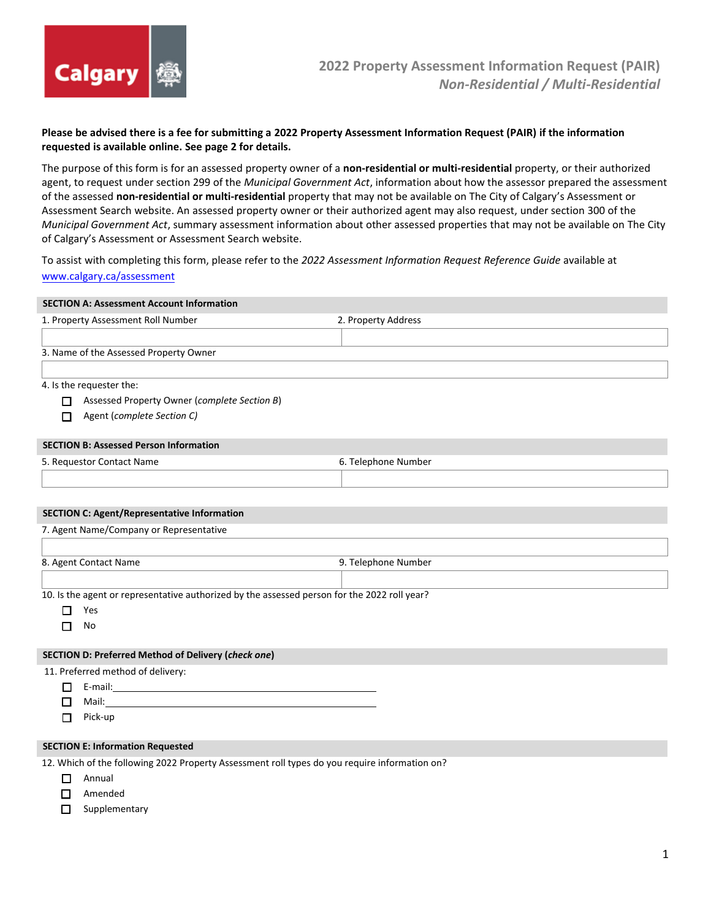# 2022 Property Assessment Information Request (PAIR)
## *Non-Residential / Multi-Residential*

**Please be advised there is a fee for submitting a 2022 Property Assessment Information Request (PAIR) if the information requested is available online. See page 2 for details.**

The purpose of this form is for an assessed property owner of a **non-residential or multi-residential** property, or their authorized agent, to request under section 299 of the *Municipal Government Act*, information about how the assessor prepared the assessment of the assessed **non-residential or multi-residential** property that may not be available on The City of Calgary's Assessment or Assessment Search website. An assessed property owner or their authorized agent may also request, under section 300 of the *Municipal Government Act*, summary assessment information about other assessed properties that may not be available on The City of Calgary's Assessment or Assessment Search website.

To assist with completing this form, please refer to the *2022 Assessment Information Request Reference Guide* available at www.calgary.ca/assessment

### SECTION A: Assessment Account Information

| 1. Property Assessment Roll Number | 2. Property Address |
|---|---|
| | |

3. Name of the Assessed Property Owner

_______________________________________________

4. Is the requester the:

- ☐ Assessed Property Owner (*complete Section B*)
- ☐ Agent (*complete Section C)*

### SECTION B: Assessed Person Information

| 5. Requestor Contact Name | 6. Telephone Number |
|---|---|
| | |

### SECTION C: Agent/Representative Information

7. Agent Name/Company or Representative

_______________________________________________

| 8. Agent Contact Name | 9. Telephone Number |
|---|---|
| | |

10. Is the agent or representative authorized by the assessed person for the 2022 roll year?

- ☐ Yes
- ☐ No

### SECTION D: Preferred Method of Delivery (*check one*)

11. Preferred method of delivery:

- ☐ E-mail: _______________________________________________
- ☐ Mail: _______________________________________________
- ☐ Pick-up

### SECTION E: Information Requested

12. Which of the following 2022 Property Assessment roll types do you require information on?

- ☐ Annual
- ☐ Amended
- ☐ Supplementary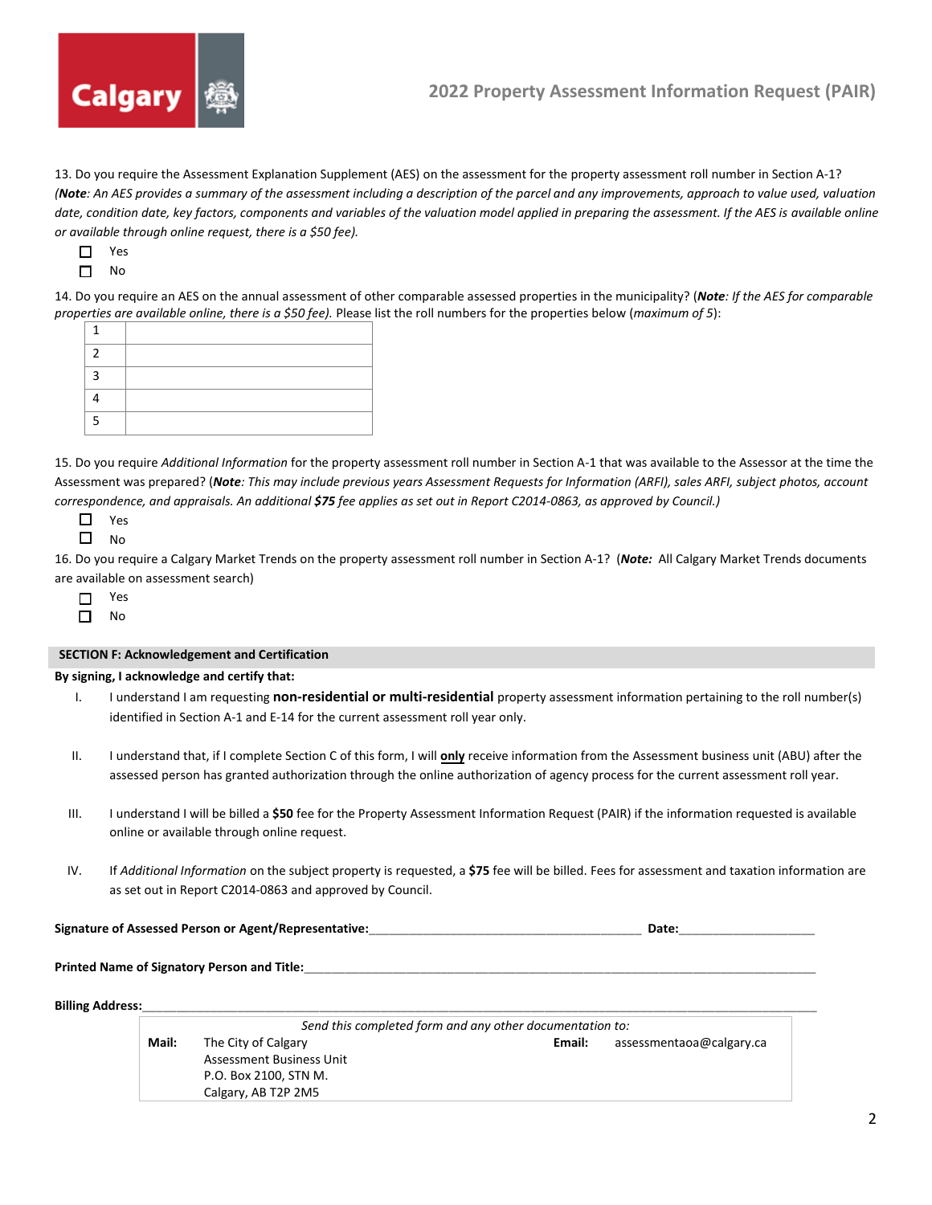13. Do you require the Assessment Explanation Supplement (AES) on the assessment for the property assessment roll number in Section A-1? *(**Note**: An AES provides a summary of the assessment including a description of the parcel and any improvements, approach to value used, valuation date, condition date, key factors, components and variables of the valuation model applied in preparing the assessment. If the AES is available online or available through online request, there is a $50 fee).*

- ☐ Yes
- ☐ No

14. Do you require an AES on the annual assessment of other comparable assessed properties in the municipality? (***Note**: If the AES for comparable properties are available online, there is a $50 fee).* Please list the roll numbers for the properties below (*maximum of 5*):

| | |
|---|---|
| 1 | |
| 2 | |
| 3 | |
| 4 | |
| 5 | |

15. Do you require *Additional Information* for the property assessment roll number in Section A-1 that was available to the Assessor at the time the Assessment was prepared? (***Note**: This may include previous years Assessment Requests for Information (ARFI), sales ARFI, subject photos, account correspondence, and appraisals. An additional **$75** fee applies as set out in Report C2014-0863, as approved by Council.)*

- ☐ Yes
- ☐ No

16. Do you require a Calgary Market Trends on the property assessment roll number in Section A-1? (***Note:*** All Calgary Market Trends documents are available on assessment search)

- ☐ Yes
- ☐ No

## SECTION F: Acknowledgement and Certification

**By signing, I acknowledge and certify that:**

I. I understand I am requesting **non-residential or multi-residential** property assessment information pertaining to the roll number(s) identified in Section A-1 and E-14 for the current assessment roll year only.

II. I understand that, if I complete Section C of this form, I will **only** receive information from the Assessment business unit (ABU) after the assessed person has granted authorization through the online authorization of agency process for the current assessment roll year.

III. I understand I will be billed a **$50** fee for the Property Assessment Information Request (PAIR) if the information requested is available online or available through online request.

IV. If *Additional Information* on the subject property is requested, a **$75** fee will be billed. Fees for assessment and taxation information are as set out in Report C2014-0863 and approved by Council.

**Signature of Assessed Person or Agent/Representative:**________________________________________ **Date:**____________________

**Printed Name of Signatory Person and Title:**__________________________________________________________________________

**Billing Address:**________________________________________________________________________________________________

*Send this completed form and any other documentation to:*

**Mail:** The City of Calgary
Assessment Business Unit
P.O. Box 2100, STN M.
Calgary, AB T2P 2M5

**Email:** assessmentaoa@calgary.ca